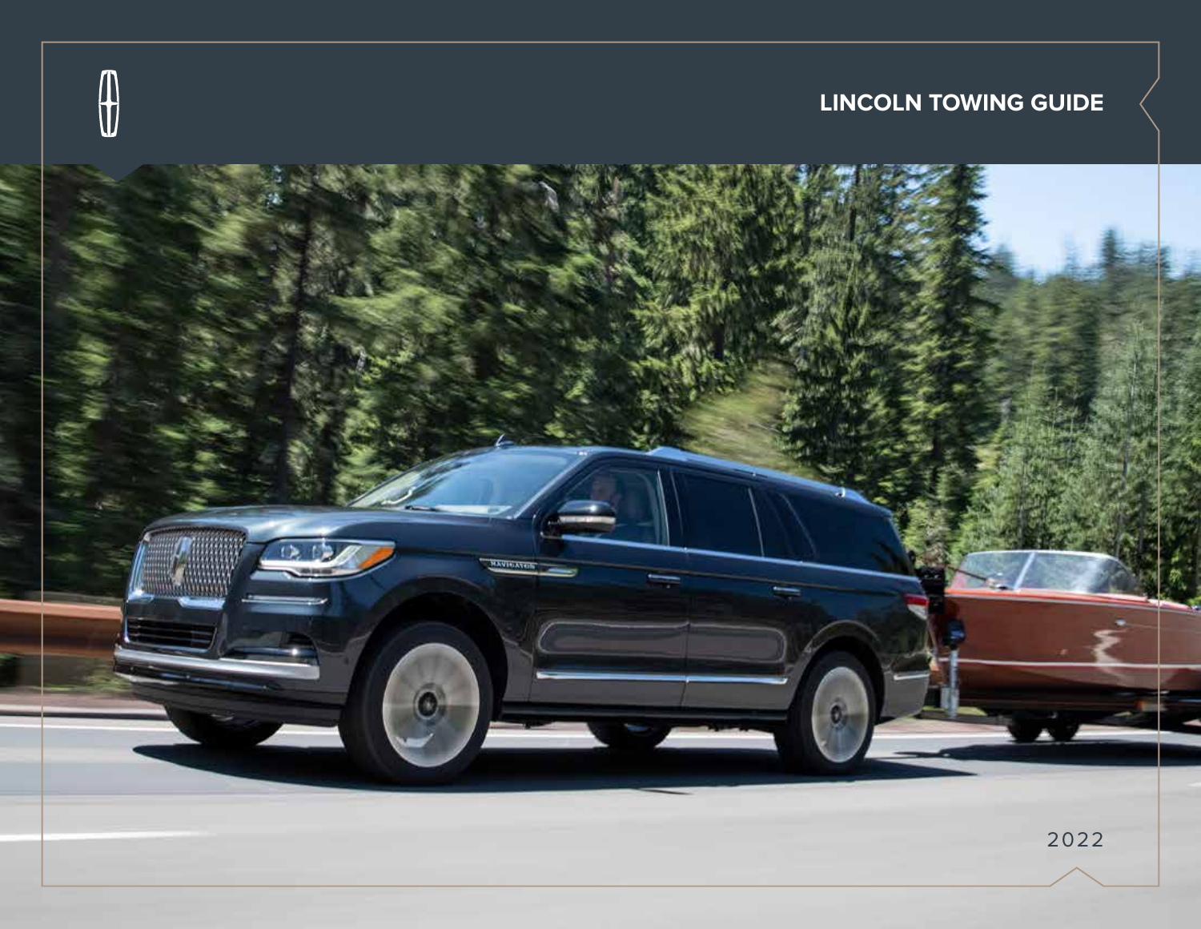# LINCOLN TOWING GUIDE

2022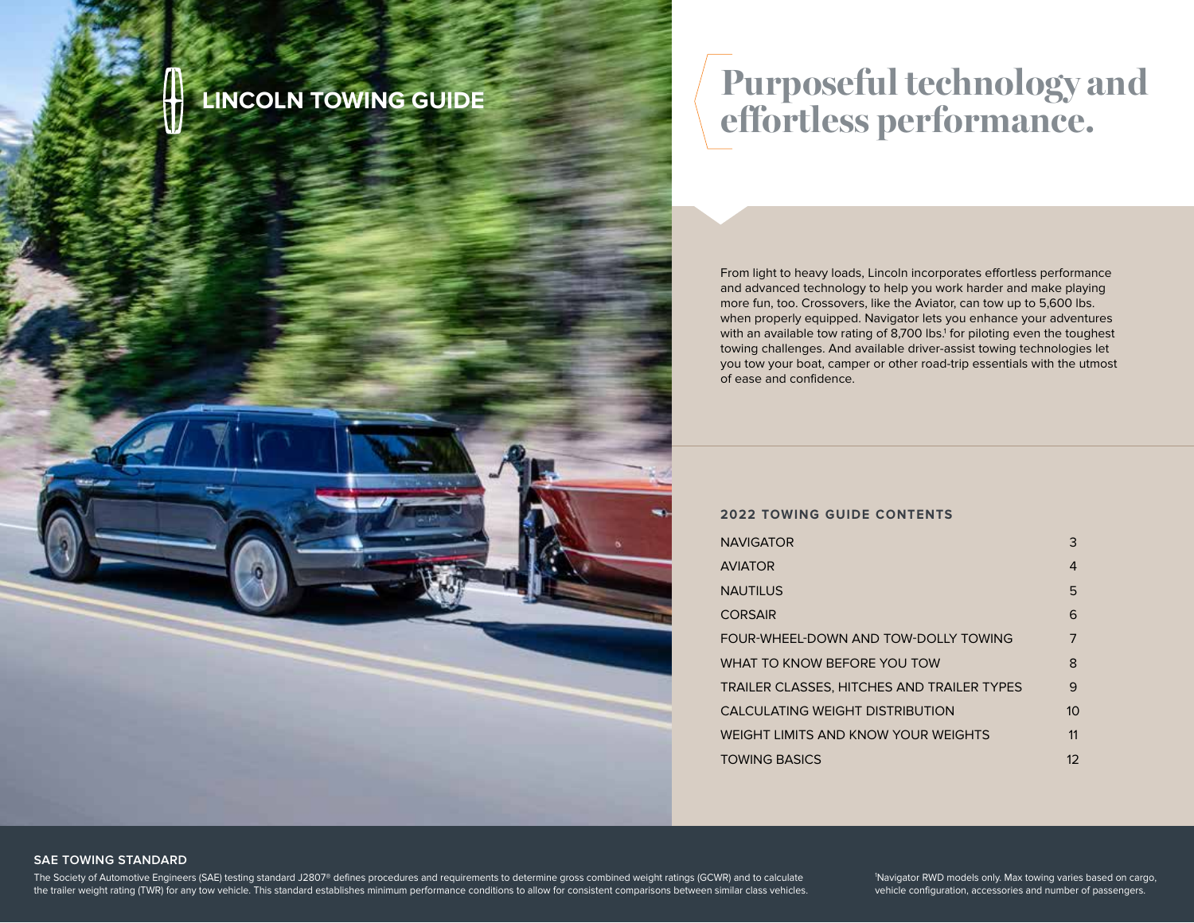# LINCOLN TOWING GUIDE

## Purposeful technology and effortless performance.

From light to heavy loads, Lincoln incorporates effortless performance and advanced technology to help you work harder and make playing more fun, too. Crossovers, like the Aviator, can tow up to 5,600 lbs. when properly equipped. Navigator lets you enhance your adventures with an available tow rating of 8,700 lbs.[1] for piloting even the toughest towing challenges. And available driver-assist towing technologies let you tow your boat, camper or other road-trip essentials with the utmost of ease and confidence.

### 2022 TOWING GUIDE CONTENTS

| | |
|---|---|
| NAVIGATOR | 3 |
| AVIATOR | 4 |
| NAUTILUS | 5 |
| CORSAIR | 6 |
| FOUR-WHEEL-DOWN AND TOW-DOLLY TOWING | 7 |
| WHAT TO KNOW BEFORE YOU TOW | 8 |
| TRAILER CLASSES, HITCHES AND TRAILER TYPES | 9 |
| CALCULATING WEIGHT DISTRIBUTION | 10 |
| WEIGHT LIMITS AND KNOW YOUR WEIGHTS | 11 |
| TOWING BASICS | 12 |

**SAE TOWING STANDARD**

The Society of Automotive Engineers (SAE) testing standard J2807® defines procedures and requirements to determine gross combined weight ratings (GCWR) and to calculate the trailer weight rating (TWR) for any tow vehicle. This standard establishes minimum performance conditions to allow for consistent comparisons between similar class vehicles.

[1]Navigator RWD models only. Max towing varies based on cargo, vehicle configuration, accessories and number of passengers.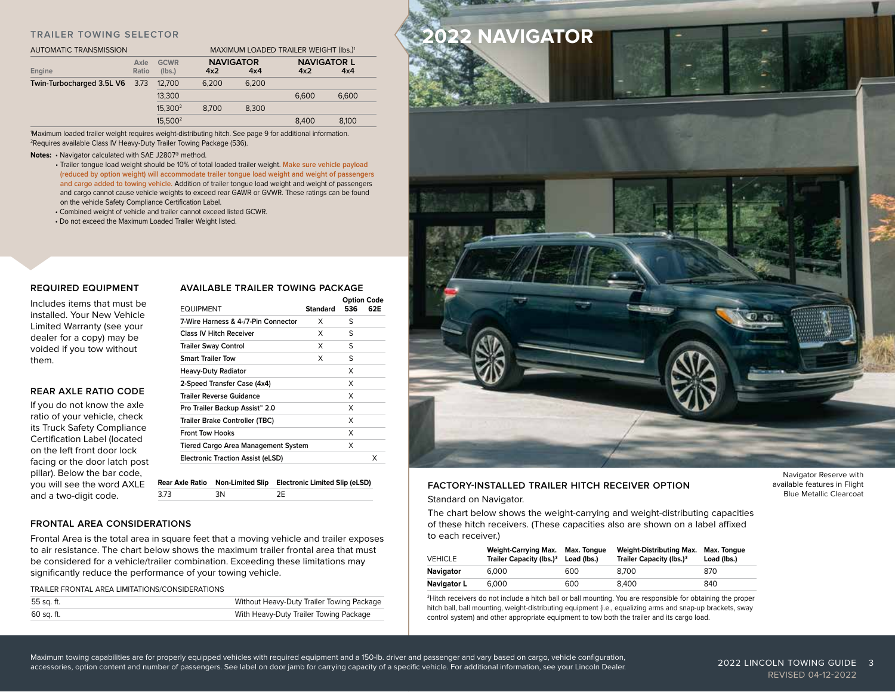## TRAILER TOWING SELECTOR

| AUTOMATIC TRANSMISSION | | | MAXIMUM LOADED TRAILER WEIGHT (lbs.)[1] | | | |
|---|---|---|---|---|---|---|
| | | | NAVIGATOR | | NAVIGATOR L | |
| Engine | Axle Ratio | GCWR (lbs.) | 4x2 | 4x4 | 4x2 | 4x4 |
| Twin-Turbocharged 3.5L V6 | 3.73 | 12,700 | 6,200 | 6,200 | | |
| | | 13,300 | | | 6,600 | 6,600 |
| | | 15,300[2] | 8,700 | 8,300 | | |
| | | 15,500[2] | | | 8,400 | 8,100 |

[1]Maximum loaded trailer weight requires weight-distributing hitch. See page 9 for additional information.
[2]Requires available Class IV Heavy-Duty Trailer Towing Package (536).

**Notes:**
- Navigator calculated with SAE J2807® method.
- Trailer tongue load weight should be 10% of total loaded trailer weight. Make sure vehicle payload (reduced by option weight) will accommodate trailer tongue load weight and weight of passengers and cargo added to towing vehicle. Addition of trailer tongue load weight and weight of passengers and cargo cannot cause vehicle weights to exceed rear GAWR or GVWR. These ratings can be found on the vehicle Safety Compliance Certification Label.
- Combined weight of vehicle and trailer cannot exceed listed GCWR.
- Do not exceed the Maximum Loaded Trailer Weight listed.

### REQUIRED EQUIPMENT

Includes items that must be installed. Your New Vehicle Limited Warranty (see your dealer for a copy) may be voided if you tow without them.

### REAR AXLE RATIO CODE

If you do not know the axle ratio of your vehicle, check its Truck Safety Compliance Certification Label (located on the left front door lock facing or the door latch post pillar). Below the bar code, you will see the word AXLE and a two-digit code.

### AVAILABLE TRAILER TOWING PACKAGE

| EQUIPMENT | Standard | Option Code 536 | Option Code 62E |
|---|---|---|---|
| 7-Wire Harness & 4-/7-Pin Connector | X | S | |
| Class IV Hitch Receiver | X | S | |
| Trailer Sway Control | X | S | |
| Smart Trailer Tow | X | S | |
| Heavy-Duty Radiator | | X | |
| 2-Speed Transfer Case (4x4) | | X | |
| Trailer Reverse Guidance | | X | |
| Pro Trailer Backup Assist™ 2.0 | | X | |
| Trailer Brake Controller (TBC) | | X | |
| Front Tow Hooks | | X | |
| Tiered Cargo Area Management System | | X | |
| Electronic Traction Assist (eLSD) | | | X |

| Rear Axle Ratio | Non-Limited Slip | Electronic Limited Slip (eLSD) |
|---|---|---|
| 3.73 | 3N | 2E |

### FRONTAL AREA CONSIDERATIONS

Frontal Area is the total area in square feet that a moving vehicle and trailer exposes to air resistance. The chart below shows the maximum trailer frontal area that must be considered for a vehicle/trailer combination. Exceeding these limitations may significantly reduce the performance of your towing vehicle.

| TRAILER FRONTAL AREA LIMITATIONS/CONSIDERATIONS | |
|---|---|
| 55 sq. ft. | Without Heavy-Duty Trailer Towing Package |
| 60 sq. ft. | With Heavy-Duty Trailer Towing Package |

# 2022 NAVIGATOR

Navigator Reserve with available features in Flight Blue Metallic Clearcoat

### FACTORY-INSTALLED TRAILER HITCH RECEIVER OPTION

Standard on Navigator.

The chart below shows the weight-carrying and weight-distributing capacities of these hitch receivers. (These capacities also are shown on a label affixed to each receiver.)

| VEHICLE | Weight-Carrying Max. Trailer Capacity (lbs.)[3] | Max. Tongue Load (lbs.) | Weight-Distributing Max. Trailer Capacity (lbs.)[3] | Max. Tongue Load (lbs.) |
|---|---|---|---|---|
| **Navigator** | 6,000 | 600 | 8,700 | 870 |
| **Navigator L** | 6,000 | 600 | 8,400 | 840 |

[3]Hitch receivers do not include a hitch ball or ball mounting. You are responsible for obtaining the proper hitch ball, ball mounting, weight-distributing equipment (i.e., equalizing arms and snap-up brackets, sway control system) and other appropriate equipment to tow both the trailer and its cargo load.

Maximum towing capabilities are for properly equipped vehicles with required equipment and a 150-lb. driver and passenger and vary based on cargo, vehicle configuration, accessories, option content and number of passengers. See label on door jamb for carrying capacity of a specific vehicle. For additional information, see your Lincoln Dealer.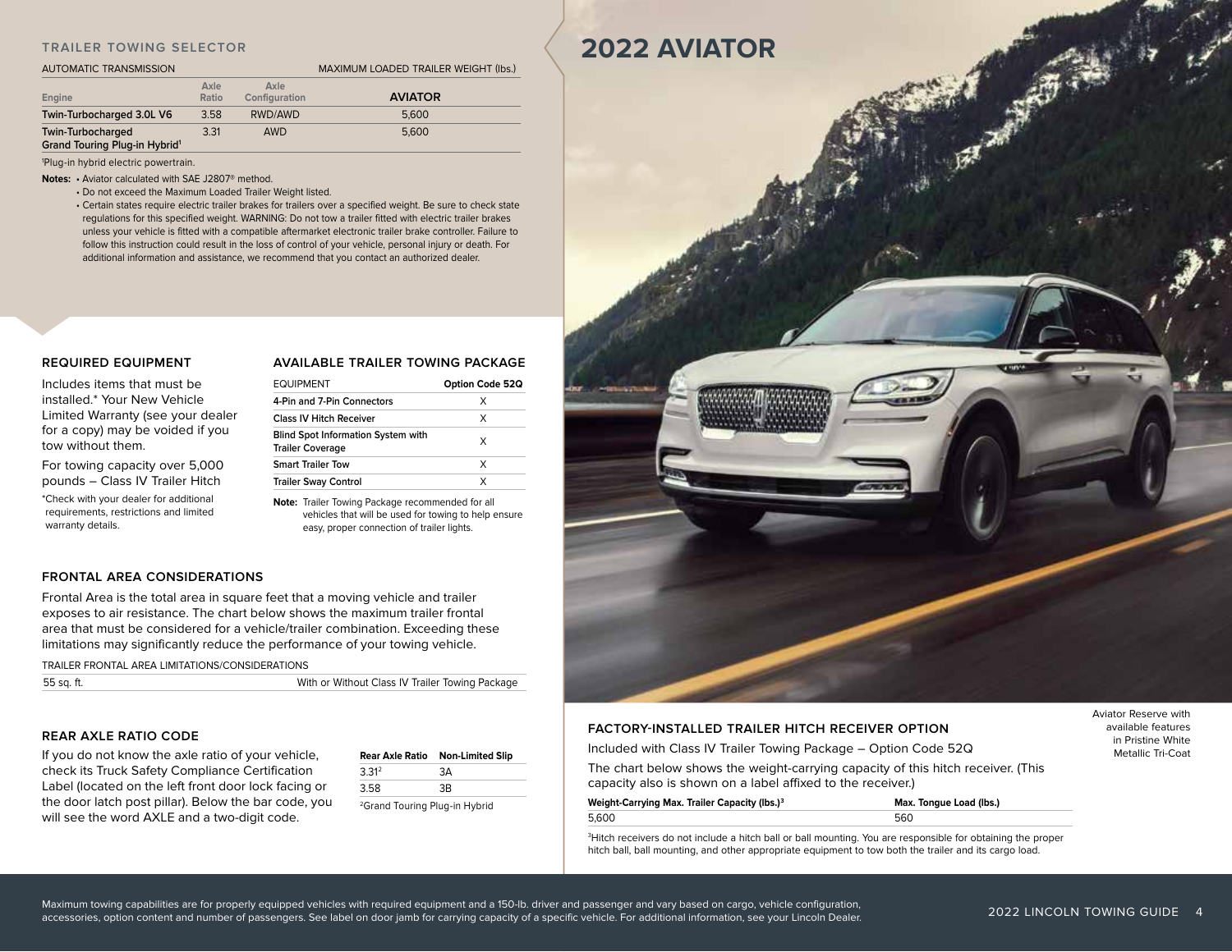# 2022 AVIATOR

## TRAILER TOWING SELECTOR

| AUTOMATIC TRANSMISSION | | | MAXIMUM LOADED TRAILER WEIGHT (lbs.) |
|---|---|---|---|
| **Engine** | **Axle Ratio** | **Axle Configuration** | **AVIATOR** |
| **Twin-Turbocharged 3.0L V6** | 3.58 | RWD/AWD | 5,600 |
| **Twin-Turbocharged Grand Touring Plug-in Hybrid**[1] | 3.31 | AWD | 5,600 |

[1]Plug-in hybrid electric powertrain.

**Notes:**
- Aviator calculated with SAE J2807® method.
- Do not exceed the Maximum Loaded Trailer Weight listed.
- Certain states require electric trailer brakes for trailers over a specified weight. Be sure to check state regulations for this specified weight. WARNING: Do not tow a trailer fitted with electric trailer brakes unless your vehicle is fitted with a compatible aftermarket electronic trailer brake controller. Failure to follow this instruction could result in the loss of control of your vehicle, personal injury or death. For additional information and assistance, we recommend that you contact an authorized dealer.

### REQUIRED EQUIPMENT

Includes items that must be installed.* Your New Vehicle Limited Warranty (see your dealer for a copy) may be voided if you tow without them.

For towing capacity over 5,000 pounds – Class IV Trailer Hitch

*Check with your dealer for additional requirements, restrictions and limited warranty details.

### AVAILABLE TRAILER TOWING PACKAGE

| EQUIPMENT | Option Code 52Q |
|---|---|
| 4-Pin and 7-Pin Connectors | X |
| Class IV Hitch Receiver | X |
| Blind Spot Information System with Trailer Coverage | X |
| Smart Trailer Tow | X |
| Trailer Sway Control | X |

**Note:** Trailer Towing Package recommended for all vehicles that will be used for towing to help ensure easy, proper connection of trailer lights.

### FRONTAL AREA CONSIDERATIONS

Frontal Area is the total area in square feet that a moving vehicle and trailer exposes to air resistance. The chart below shows the maximum trailer frontal area that must be considered for a vehicle/trailer combination. Exceeding these limitations may significantly reduce the performance of your towing vehicle.

| TRAILER FRONTAL AREA LIMITATIONS/CONSIDERATIONS | |
|---|---|
| 55 sq. ft. | With or Without Class IV Trailer Towing Package |

### REAR AXLE RATIO CODE

If you do not know the axle ratio of your vehicle, check its Truck Safety Compliance Certification Label (located on the left front door lock facing or the door latch post pillar). Below the bar code, you will see the word AXLE and a two-digit code.

| Rear Axle Ratio | Non-Limited Slip |
|---|---|
| 3.31[2] | 3A |
| 3.58 | 3B |

[2]Grand Touring Plug-in Hybrid

### FACTORY-INSTALLED TRAILER HITCH RECEIVER OPTION

Included with Class IV Trailer Towing Package – Option Code 52Q

The chart below shows the weight-carrying capacity of this hitch receiver. (This capacity also is shown on a label affixed to the receiver.)

| Weight-Carrying Max. Trailer Capacity (lbs.)[3] | Max. Tongue Load (lbs.) |
|---|---|
| 5,600 | 560 |

[3]Hitch receivers do not include a hitch ball or ball mounting. You are responsible for obtaining the proper hitch ball, ball mounting, and other appropriate equipment to tow both the trailer and its cargo load.

Aviator Reserve with available features in Pristine White Metallic Tri-Coat

Maximum towing capabilities are for properly equipped vehicles with required equipment and a 150-lb. driver and passenger and vary based on cargo, vehicle configuration, accessories, option content and number of passengers. See label on door jamb for carrying capacity of a specific vehicle. For additional information, see your Lincoln Dealer.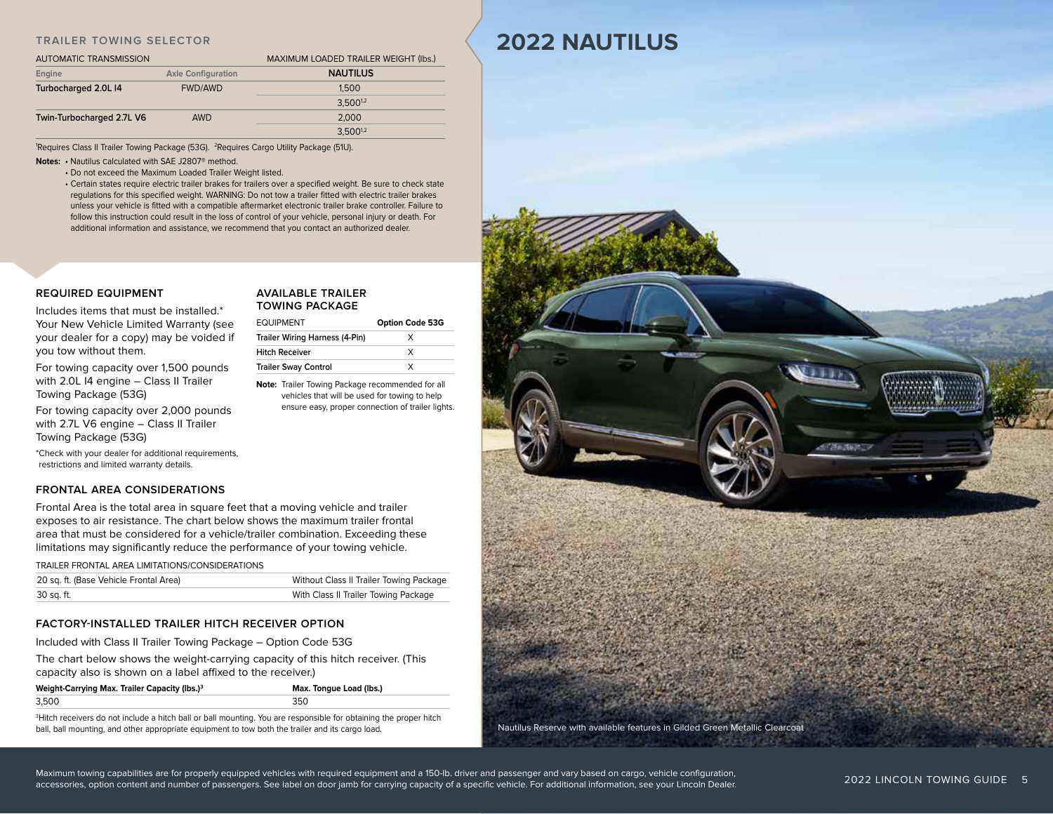# 2022 NAUTILUS

## TRAILER TOWING SELECTOR

| AUTOMATIC TRANSMISSION | | MAXIMUM LOADED TRAILER WEIGHT (lbs.) |
|---|---|---|
| **Engine** | **Axle Configuration** | **NAUTILUS** |
| **Turbocharged 2.0L I4** | FWD/AWD | 1,500 |
| | | 3,500[1,2] |
| **Twin-Turbocharged 2.7L V6** | AWD | 2,000 |
| | | 3,500[1,2] |

[1]Requires Class II Trailer Towing Package (53G). [2]Requires Cargo Utility Package (51U).

**Notes:**
- Nautilus calculated with SAE J2807® method.
- Do not exceed the Maximum Loaded Trailer Weight listed.
- Certain states require electric trailer brakes for trailers over a specified weight. Be sure to check state regulations for this specified weight. WARNING: Do not tow a trailer fitted with electric trailer brakes unless your vehicle is fitted with a compatible aftermarket electronic trailer brake controller. Failure to follow this instruction could result in the loss of control of your vehicle, personal injury or death. For additional information and assistance, we recommend that you contact an authorized dealer.

### REQUIRED EQUIPMENT

Includes items that must be installed.* Your New Vehicle Limited Warranty (see your dealer for a copy) may be voided if you tow without them.

For towing capacity over 1,500 pounds with 2.0L I4 engine – Class II Trailer Towing Package (53G)

For towing capacity over 2,000 pounds with 2.7L V6 engine – Class II Trailer Towing Package (53G)

*Check with your dealer for additional requirements, restrictions and limited warranty details.

### AVAILABLE TRAILER TOWING PACKAGE

| EQUIPMENT | Option Code 53G |
|---|---|
| Trailer Wiring Harness (4-Pin) | X |
| Hitch Receiver | X |
| Trailer Sway Control | X |

**Note:** Trailer Towing Package recommended for all vehicles that will be used for towing to help ensure easy, proper connection of trailer lights.

### FRONTAL AREA CONSIDERATIONS

Frontal Area is the total area in square feet that a moving vehicle and trailer exposes to air resistance. The chart below shows the maximum trailer frontal area that must be considered for a vehicle/trailer combination. Exceeding these limitations may significantly reduce the performance of your towing vehicle.

| TRAILER FRONTAL AREA LIMITATIONS/CONSIDERATIONS | |
|---|---|
| 20 sq. ft. (Base Vehicle Frontal Area) | Without Class II Trailer Towing Package |
| 30 sq. ft. | With Class II Trailer Towing Package |

### FACTORY-INSTALLED TRAILER HITCH RECEIVER OPTION

Included with Class II Trailer Towing Package – Option Code 53G

The chart below shows the weight-carrying capacity of this hitch receiver. (This capacity also is shown on a label affixed to the receiver.)

| Weight-Carrying Max. Trailer Capacity (lbs.)[3] | Max. Tongue Load (lbs.) |
|---|---|
| 3,500 | 350 |

[3]Hitch receivers do not include a hitch ball or ball mounting. You are responsible for obtaining the proper hitch ball, ball mounting, and other appropriate equipment to tow both the trailer and its cargo load.

Nautilus Reserve with available features in Gilded Green Metallic Clearcoat

Maximum towing capabilities are for properly equipped vehicles with required equipment and a 150-lb. driver and passenger and vary based on cargo, vehicle configuration, accessories, option content and number of passengers. See label on door jamb for carrying capacity of a specific vehicle. For additional information, see your Lincoln Dealer.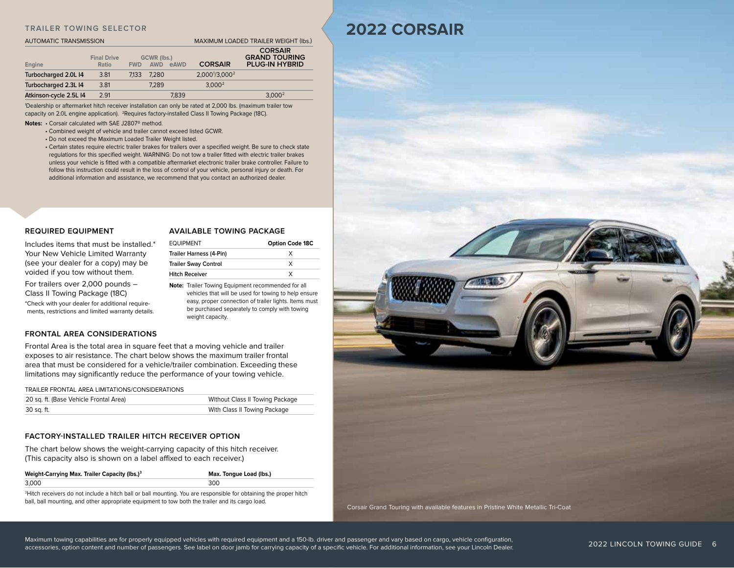# 2022 CORSAIR

## TRAILER TOWING SELECTOR

| AUTOMATIC TRANSMISSION | | | | | MAXIMUM LOADED TRAILER WEIGHT (lbs.) | |
|---|---|---|---|---|---|---|
| Engine | Final Drive Ratio | GCWR (lbs.) FWD | AWD | eAWD | CORSAIR | CORSAIR GRAND TOURING PLUG-IN HYBRID |
| Turbocharged 2.0L I4 | 3.81 | 7,133 | 7,280 | | 2,000[1]/3,000[2] | |
| Turbocharged 2.3L I4 | 3.81 | | 7,289 | | 3,000[2] | |
| Atkinson-cycle 2.5L I4 | 2.91 | | | 7,839 | | 3,000[2] |

[1]Dealership or aftermarket hitch receiver installation can only be rated at 2,000 lbs. (maximum trailer tow capacity on 2.0L engine application). [2]Requires factory-installed Class II Towing Package (18C).

**Notes:**
- Corsair calculated with SAE J2807® method.
- Combined weight of vehicle and trailer cannot exceed listed GCWR.
- Do not exceed the Maximum Loaded Trailer Weight listed.
- Certain states require electric trailer brakes for trailers over a specified weight. Be sure to check state regulations for this specified weight. WARNING: Do not tow a trailer fitted with electric trailer brakes unless your vehicle is fitted with a compatible aftermarket electronic trailer brake controller. Failure to follow this instruction could result in the loss of control of your vehicle, personal injury or death. For additional information and assistance, we recommend that you contact an authorized dealer.

## REQUIRED EQUIPMENT

Includes items that must be installed.* Your New Vehicle Limited Warranty (see your dealer for a copy) may be voided if you tow without them.

For trailers over 2,000 pounds – Class II Towing Package (18C)

*Check with your dealer for additional requirements, restrictions and limited warranty details.

## AVAILABLE TOWING PACKAGE

| EQUIPMENT | Option Code 18C |
|---|---|
| Trailer Harness (4-Pin) | X |
| Trailer Sway Control | X |
| Hitch Receiver | X |

**Note:** Trailer Towing Equipment recommended for all vehicles that will be used for towing to help ensure easy, proper connection of trailer lights. Items must be purchased separately to comply with towing weight capacity.

## FRONTAL AREA CONSIDERATIONS

Frontal Area is the total area in square feet that a moving vehicle and trailer exposes to air resistance. The chart below shows the maximum trailer frontal area that must be considered for a vehicle/trailer combination. Exceeding these limitations may significantly reduce the performance of your towing vehicle.

| TRAILER FRONTAL AREA LIMITATIONS/CONSIDERATIONS | |
|---|---|
| 20 sq. ft. (Base Vehicle Frontal Area) | Without Class II Towing Package |
| 30 sq. ft. | With Class II Towing Package |

## FACTORY-INSTALLED TRAILER HITCH RECEIVER OPTION

The chart below shows the weight-carrying capacity of this hitch receiver. (This capacity also is shown on a label affixed to each receiver.)

| Weight-Carrying Max. Trailer Capacity (lbs.)[3] | Max. Tongue Load (lbs.) |
|---|---|
| 3,000 | 300 |

[3]Hitch receivers do not include a hitch ball or ball mounting. You are responsible for obtaining the proper hitch ball, ball mounting, and other appropriate equipment to tow both the trailer and its cargo load.

Corsair Grand Touring with available features in Pristine White Metallic Tri-Coat

Maximum towing capabilities are for properly equipped vehicles with required equipment and a 150-lb. driver and passenger and vary based on cargo, vehicle configuration, accessories, option content and number of passengers. See label on door jamb for carrying capacity of a specific vehicle. For additional information, see your Lincoln Dealer.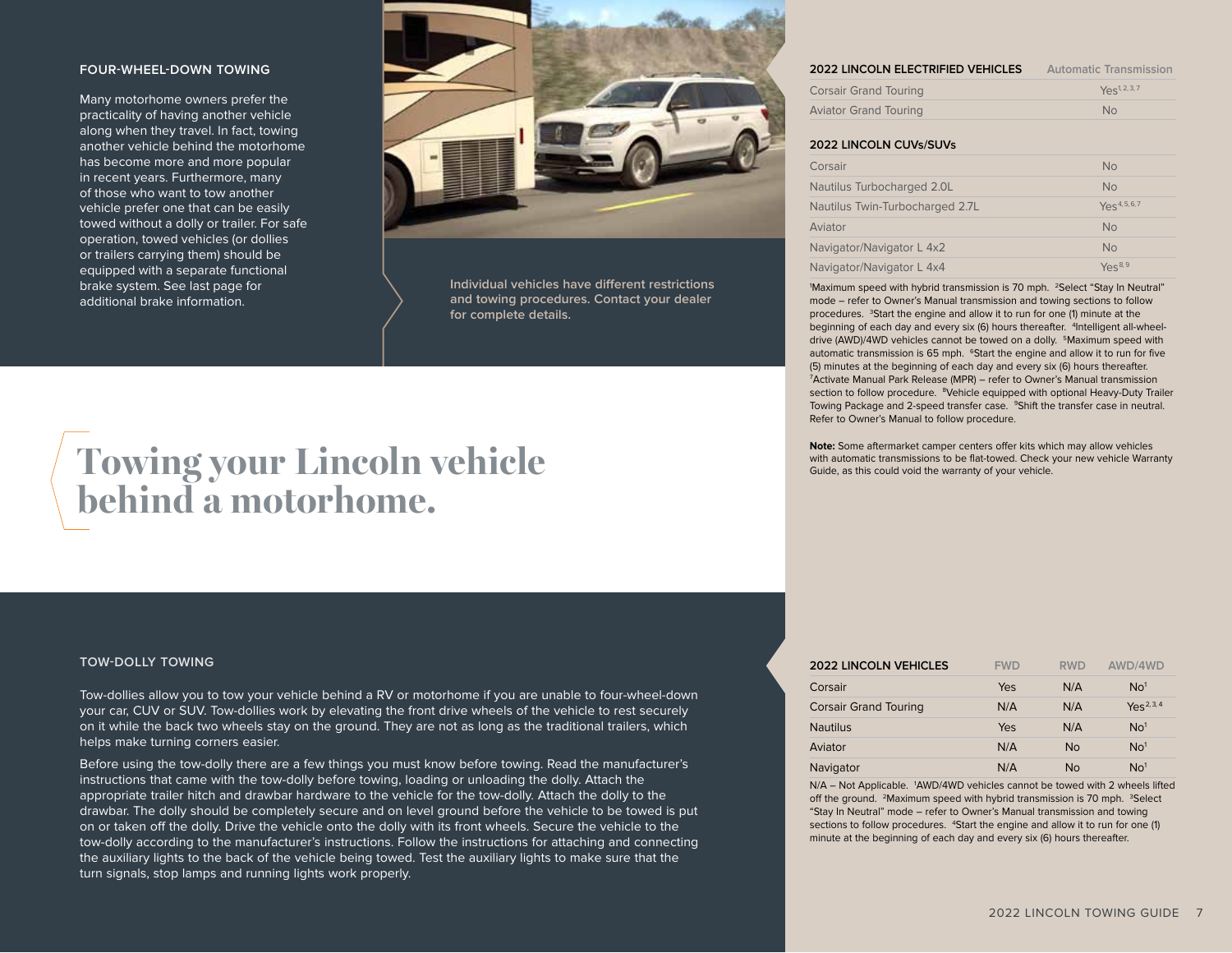# Towing your Lincoln vehicle behind a motorhome.

## FOUR-WHEEL-DOWN TOWING

Many motorhome owners prefer the practicality of having another vehicle along when they travel. In fact, towing another vehicle behind the motorhome has become more and more popular in recent years. Furthermore, many of those who want to tow another vehicle prefer one that can be easily towed without a dolly or trailer. For safe operation, towed vehicles (or dollies or trailers carrying them) should be equipped with a separate functional brake system. See last page for additional brake information.

**Individual vehicles have different restrictions and towing procedures. Contact your dealer for complete details.**

| 2022 LINCOLN ELECTRIFIED VEHICLES | Automatic Transmission |
|---|---|
| Corsair Grand Touring | Yes[1,2,3,7] |
| Aviator Grand Touring | No |

| 2022 LINCOLN CUVs/SUVs | |
|---|---|
| Corsair | No |
| Nautilus Turbocharged 2.0L | No |
| Nautilus Twin-Turbocharged 2.7L | Yes[4,5,6,7] |
| Aviator | No |
| Navigator/Navigator L 4x2 | No |
| Navigator/Navigator L 4x4 | Yes[8,9] |

[1]Maximum speed with hybrid transmission is 70 mph. [2]Select "Stay In Neutral" mode – refer to Owner's Manual transmission and towing sections to follow procedures. [3]Start the engine and allow it to run for one (1) minute at the beginning of each day and every six (6) hours thereafter. [4]Intelligent all-wheel-drive (AWD)/4WD vehicles cannot be towed on a dolly. [5]Maximum speed with automatic transmission is 65 mph. [6]Start the engine and allow it to run for five (5) minutes at the beginning of each day and every six (6) hours thereafter. [7]Activate Manual Park Release (MPR) – refer to Owner's Manual transmission section to follow procedure. [8]Vehicle equipped with optional Heavy-Duty Trailer Towing Package and 2-speed transfer case. [9]Shift the transfer case in neutral. Refer to Owner's Manual to follow procedure.

**Note:** Some aftermarket camper centers offer kits which may allow vehicles with automatic transmissions to be flat-towed. Check your new vehicle Warranty Guide, as this could void the warranty of your vehicle.

## TOW-DOLLY TOWING

Tow-dollies allow you to tow your vehicle behind a RV or motorhome if you are unable to four-wheel-down your car, CUV or SUV. Tow-dollies work by elevating the front drive wheels of the vehicle to rest securely on it while the back two wheels stay on the ground. They are not as long as the traditional trailers, which helps make turning corners easier.

Before using the tow-dolly there are a few things you must know before towing. Read the manufacturer's instructions that came with the tow-dolly before towing, loading or unloading the dolly. Attach the appropriate trailer hitch and drawbar hardware to the vehicle for the tow-dolly. Attach the dolly to the drawbar. The dolly should be completely secure and on level ground before the vehicle to be towed is put on or taken off the dolly. Drive the vehicle onto the dolly with its front wheels. Secure the vehicle to the tow-dolly according to the manufacturer's instructions. Follow the instructions for attaching and connecting the auxiliary lights to the back of the vehicle being towed. Test the auxiliary lights to make sure that the turn signals, stop lamps and running lights work properly.

| 2022 LINCOLN VEHICLES | FWD | RWD | AWD/4WD |
|---|---|---|---|
| Corsair | Yes | N/A | No[1] |
| Corsair Grand Touring | N/A | N/A | Yes[2,3,4] |
| Nautilus | Yes | N/A | No[1] |
| Aviator | N/A | No | No[1] |
| Navigator | N/A | No | No[1] |

N/A – Not Applicable. [1]AWD/4WD vehicles cannot be towed with 2 wheels lifted off the ground. [2]Maximum speed with hybrid transmission is 70 mph. [3]Select "Stay In Neutral" mode – refer to Owner's Manual transmission and towing sections to follow procedures. [4]Start the engine and allow it to run for one (1) minute at the beginning of each day and every six (6) hours thereafter.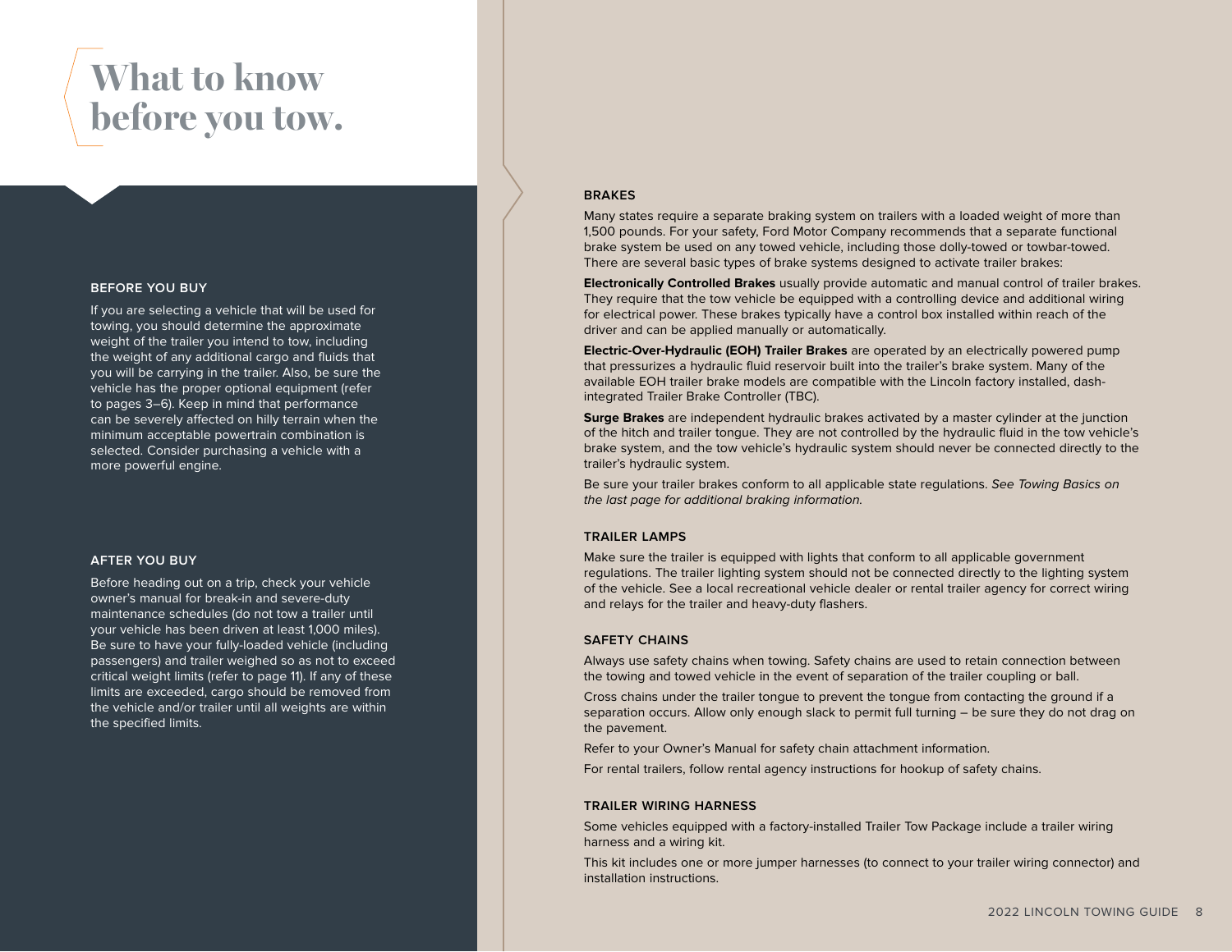# What to know before you tow.

## BEFORE YOU BUY

If you are selecting a vehicle that will be used for towing, you should determine the approximate weight of the trailer you intend to tow, including the weight of any additional cargo and fluids that you will be carrying in the trailer. Also, be sure the vehicle has the proper optional equipment (refer to pages 3–6). Keep in mind that performance can be severely affected on hilly terrain when the minimum acceptable powertrain combination is selected. Consider purchasing a vehicle with a more powerful engine.

## AFTER YOU BUY

Before heading out on a trip, check your vehicle owner's manual for break-in and severe-duty maintenance schedules (do not tow a trailer until your vehicle has been driven at least 1,000 miles). Be sure to have your fully-loaded vehicle (including passengers) and trailer weighed so as not to exceed critical weight limits (refer to page 11). If any of these limits are exceeded, cargo should be removed from the vehicle and/or trailer until all weights are within the specified limits.

## BRAKES

Many states require a separate braking system on trailers with a loaded weight of more than 1,500 pounds. For your safety, Ford Motor Company recommends that a separate functional brake system be used on any towed vehicle, including those dolly-towed or towbar-towed. There are several basic types of brake systems designed to activate trailer brakes:

**Electronically Controlled Brakes** usually provide automatic and manual control of trailer brakes. They require that the tow vehicle be equipped with a controlling device and additional wiring for electrical power. These brakes typically have a control box installed within reach of the driver and can be applied manually or automatically.

**Electric-Over-Hydraulic (EOH) Trailer Brakes** are operated by an electrically powered pump that pressurizes a hydraulic fluid reservoir built into the trailer's brake system. Many of the available EOH trailer brake models are compatible with the Lincoln factory installed, dash-integrated Trailer Brake Controller (TBC).

**Surge Brakes** are independent hydraulic brakes activated by a master cylinder at the junction of the hitch and trailer tongue. They are not controlled by the hydraulic fluid in the tow vehicle's brake system, and the tow vehicle's hydraulic system should never be connected directly to the trailer's hydraulic system.

Be sure your trailer brakes conform to all applicable state regulations. *See Towing Basics on the last page for additional braking information.*

## TRAILER LAMPS

Make sure the trailer is equipped with lights that conform to all applicable government regulations. The trailer lighting system should not be connected directly to the lighting system of the vehicle. See a local recreational vehicle dealer or rental trailer agency for correct wiring and relays for the trailer and heavy-duty flashers.

## SAFETY CHAINS

Always use safety chains when towing. Safety chains are used to retain connection between the towing and towed vehicle in the event of separation of the trailer coupling or ball.

Cross chains under the trailer tongue to prevent the tongue from contacting the ground if a separation occurs. Allow only enough slack to permit full turning – be sure they do not drag on the pavement.

Refer to your Owner's Manual for safety chain attachment information.

For rental trailers, follow rental agency instructions for hookup of safety chains.

## TRAILER WIRING HARNESS

Some vehicles equipped with a factory-installed Trailer Tow Package include a trailer wiring harness and a wiring kit.

This kit includes one or more jumper harnesses (to connect to your trailer wiring connector) and installation instructions.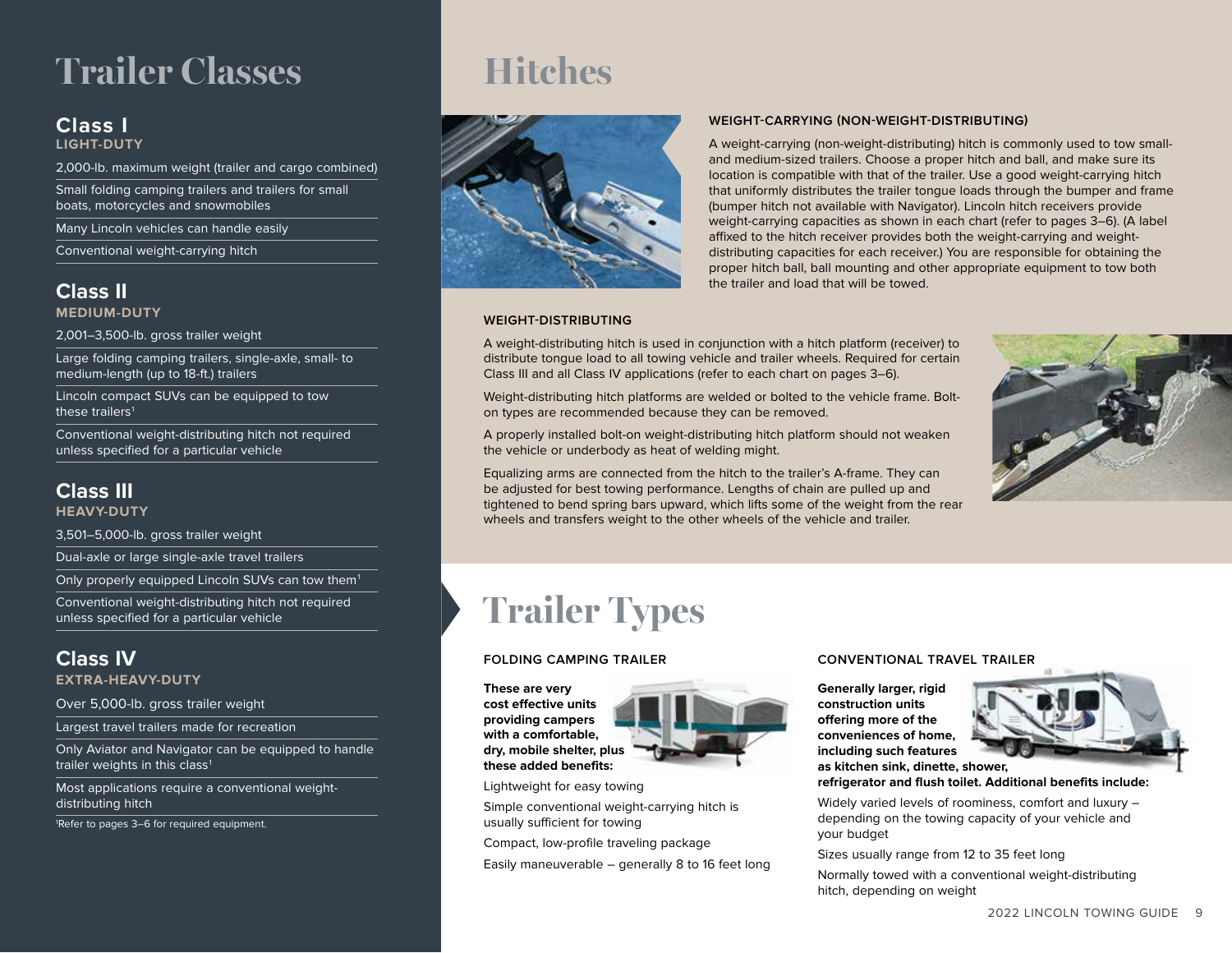# Trailer Classes

## Class I

**LIGHT-DUTY**

- 2,000-lb. maximum weight (trailer and cargo combined)
- Small folding camping trailers and trailers for small boats, motorcycles and snowmobiles
- Many Lincoln vehicles can handle easily
- Conventional weight-carrying hitch

## Class II

**MEDIUM-DUTY**

- 2,001–3,500-lb. gross trailer weight
- Large folding camping trailers, single-axle, small- to medium-length (up to 18-ft.) trailers
- Lincoln compact SUVs can be equipped to tow these trailers[1]
- Conventional weight-distributing hitch not required unless specified for a particular vehicle

## Class III

**HEAVY-DUTY**

- 3,501–5,000-lb. gross trailer weight
- Dual-axle or large single-axle travel trailers
- Only properly equipped Lincoln SUVs can tow them[1]
- Conventional weight-distributing hitch not required unless specified for a particular vehicle

## Class IV

**EXTRA-HEAVY-DUTY**

- Over 5,000-lb. gross trailer weight
- Largest travel trailers made for recreation
- Only Aviator and Navigator can be equipped to handle trailer weights in this class[1]
- Most applications require a conventional weight-distributing hitch

[1]Refer to pages 3–6 for required equipment.

# Hitches

### WEIGHT-CARRYING (NON-WEIGHT-DISTRIBUTING)

A weight-carrying (non-weight-distributing) hitch is commonly used to tow small- and medium-sized trailers. Choose a proper hitch and ball, and make sure its location is compatible with that of the trailer. Use a good weight-carrying hitch that uniformly distributes the trailer tongue loads through the bumper and frame (bumper hitch not available with Navigator). Lincoln hitch receivers provide weight-carrying capacities as shown in each chart (refer to pages 3–6). (A label affixed to the hitch receiver provides both the weight-carrying and weight-distributing capacities for each receiver.) You are responsible for obtaining the proper hitch ball, ball mounting and other appropriate equipment to tow both the trailer and load that will be towed.

### WEIGHT-DISTRIBUTING

A weight-distributing hitch is used in conjunction with a hitch platform (receiver) to distribute tongue load to all towing vehicle and trailer wheels. Required for certain Class III and all Class IV applications (refer to each chart on pages 3–6).

Weight-distributing hitch platforms are welded or bolted to the vehicle frame. Bolt-on types are recommended because they can be removed.

A properly installed bolt-on weight-distributing hitch platform should not weaken the vehicle or underbody as heat of welding might.

Equalizing arms are connected from the hitch to the trailer's A-frame. They can be adjusted for best towing performance. Lengths of chain are pulled up and tightened to bend spring bars upward, which lifts some of the weight from the rear wheels and transfers weight to the other wheels of the vehicle and trailer.

# Trailer Types

### FOLDING CAMPING TRAILER

**These are very cost effective units providing campers with a comfortable, dry, mobile shelter, plus these added benefits:**

- Lightweight for easy towing
- Simple conventional weight-carrying hitch is usually sufficient for towing
- Compact, low-profile traveling package
- Easily maneuverable – generally 8 to 16 feet long

### CONVENTIONAL TRAVEL TRAILER

**Generally larger, rigid construction units offering more of the conveniences of home, including such features as kitchen sink, dinette, shower, refrigerator and flush toilet. Additional benefits include:**

- Widely varied levels of roominess, comfort and luxury – depending on the towing capacity of your vehicle and your budget
- Sizes usually range from 12 to 35 feet long
- Normally towed with a conventional weight-distributing hitch, depending on weight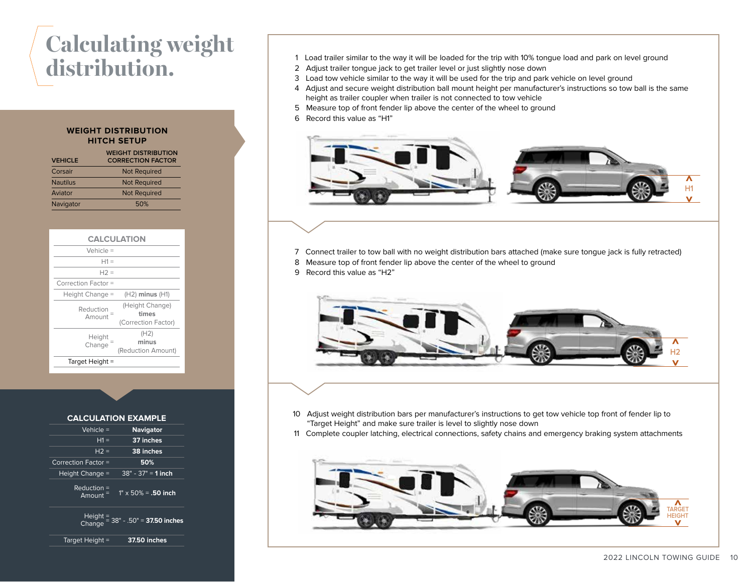# Calculating weight distribution.

## WEIGHT DISTRIBUTION HITCH SETUP

| VEHICLE | WEIGHT DISTRIBUTION CORRECTION FACTOR |
|---|---|
| Corsair | Not Required |
| Nautilus | Not Required |
| Aviator | Not Required |
| Navigator | 50% |

## CALCULATION

| | |
|---|---|
| Vehicle = | |
| H1 = | |
| H2 = | |
| Correction Factor = | |
| Height Change = | (H2) **minus** (H1) |
| Reduction Amount = | (Height Change) **times** (Correction Factor) |
| Height Change = | (H2) **minus** (Reduction Amount) |
| Target Height = | |

## CALCULATION EXAMPLE

| | |
|---|---|
| Vehicle = | **Navigator** |
| H1 = | **37 inches** |
| H2 = | **38 inches** |
| Correction Factor = | **50%** |
| Height Change = | 38" - 37" = **1 inch** |
| Reduction Amount = | 1" x 50% = **.50 inch** |
| Height Change = | 38" - .50" = **37.50 inches** |
| Target Height = | **37.50 inches** |

1. Load trailer similar to the way it will be loaded for the trip with 10% tongue load and park on level ground
2. Adjust trailer tongue jack to get trailer level or just slightly nose down
3. Load tow vehicle similar to the way it will be used for the trip and park vehicle on level ground
4. Adjust and secure weight distribution ball mount height per manufacturer's instructions so tow ball is the same height as trailer coupler when trailer is not connected to tow vehicle
5. Measure top of front fender lip above the center of the wheel to ground
6. Record this value as "H1"

H1

7. Connect trailer to tow ball with no weight distribution bars attached (make sure tongue jack is fully retracted)
8. Measure top of front fender lip above the center of the wheel to ground
9. Record this value as "H2"

H2

10. Adjust weight distribution bars per manufacturer's instructions to get tow vehicle top front of fender lip to "Target Height" and make sure trailer is level to slightly nose down
11. Complete coupler latching, electrical connections, safety chains and emergency braking system attachments

TARGET HEIGHT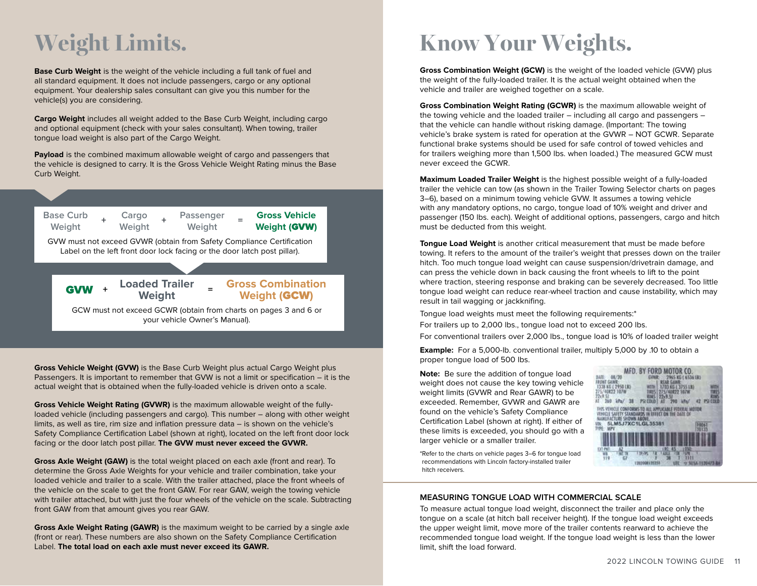# Weight Limits.

**Base Curb Weight** is the weight of the vehicle including a full tank of fuel and all standard equipment. It does not include passengers, cargo or any optional equipment. Your dealership sales consultant can give you this number for the vehicle(s) you are considering.

**Cargo Weight** includes all weight added to the Base Curb Weight, including cargo and optional equipment (check with your sales consultant). When towing, trailer tongue load weight is also part of the Cargo Weight.

**Payload** is the combined maximum allowable weight of cargo and passengers that the vehicle is designed to carry. It is the Gross Vehicle Weight Rating minus the Base Curb Weight.

Base Curb Weight + Cargo Weight + Passenger Weight = **Gross Vehicle Weight (GVW)**

GVW must not exceed GVWR (obtain from Safety Compliance Certification Label on the left front door lock facing or the door latch post pillar).

**GVW** + **Loaded Trailer Weight** = **Gross Combination Weight (GCW)**

GCW must not exceed GCWR (obtain from charts on pages 3 and 6 or your vehicle Owner's Manual).

**Gross Vehicle Weight (GVW)** is the Base Curb Weight plus actual Cargo Weight plus Passengers. It is important to remember that GVW is not a limit or specification – it is the actual weight that is obtained when the fully-loaded vehicle is driven onto a scale.

**Gross Vehicle Weight Rating (GVWR)** is the maximum allowable weight of the fully-loaded vehicle (including passengers and cargo). This number – along with other weight limits, as well as tire, rim size and inflation pressure data – is shown on the vehicle's Safety Compliance Certification Label (shown at right), located on the left front door lock facing or the door latch post pillar. **The GVW must never exceed the GVWR.**

**Gross Axle Weight (GAW)** is the total weight placed on each axle (front and rear). To determine the Gross Axle Weights for your vehicle and trailer combination, take your loaded vehicle and trailer to a scale. With the trailer attached, place the front wheels of the vehicle on the scale to get the front GAW. For rear GAW, weigh the towing vehicle with trailer attached, but with just the four wheels of the vehicle on the scale. Subtracting front GAW from that amount gives you rear GAW.

**Gross Axle Weight Rating (GAWR)** is the maximum weight to be carried by a single axle (front or rear). These numbers are also shown on the Safety Compliance Certification Label. **The total load on each axle must never exceed its GAWR.**

# Know Your Weights.

**Gross Combination Weight (GCW)** is the weight of the loaded vehicle (GVW) plus the weight of the fully-loaded trailer. It is the actual weight obtained when the vehicle and trailer are weighed together on a scale.

**Gross Combination Weight Rating (GCWR)** is the maximum allowable weight of the towing vehicle and the loaded trailer – including all cargo and passengers – that the vehicle can handle without risking damage. (Important: The towing vehicle's brake system is rated for operation at the GVWR – NOT GCWR. Separate functional brake systems should be used for safe control of towed vehicles and for trailers weighing more than 1,500 lbs. when loaded.) The measured GCW must never exceed the GCWR.

**Maximum Loaded Trailer Weight** is the highest possible weight of a fully-loaded trailer the vehicle can tow (as shown in the Trailer Towing Selector charts on pages 3–6), based on a minimum towing vehicle GVW. It assumes a towing vehicle with any mandatory options, no cargo, tongue load of 10% weight and driver and passenger (150 lbs. each). Weight of additional options, passengers, cargo and hitch must be deducted from this weight.

**Tongue Load Weight** is another critical measurement that must be made before towing. It refers to the amount of the trailer's weight that presses down on the trailer hitch. Too much tongue load weight can cause suspension/drivetrain damage, and can press the vehicle down in back causing the front wheels to lift to the point where traction, steering response and braking can be severely decreased. Too little tongue load weight can reduce rear-wheel traction and cause instability, which may result in tail wagging or jackknifing.

Tongue load weights must meet the following requirements:*

For trailers up to 2,000 lbs., tongue load not to exceed 200 lbs.

For conventional trailers over 2,000 lbs., tongue load is 10% of loaded trailer weight

**Example:** For a 5,000-lb. conventional trailer, multiply 5,000 by .10 to obtain a proper tongue load of 500 lbs.

**Note:** Be sure the addition of tongue load weight does not cause the key towing vehicle weight limits (GVWR and Rear GAWR) to be exceeded. Remember, GVWR and GAWR are found on the vehicle's Safety Compliance Certification Label (shown at right). If either of these limits is exceeded, you should go with a larger vehicle or a smaller trailer.

*Refer to the charts on vehicle pages 3–6 for tongue load recommendations with Lincoln factory-installed trailer hitch receivers.

## MEASURING TONGUE LOAD WITH COMMERCIAL SCALE

To measure actual tongue load weight, disconnect the trailer and place only the tongue on a scale (at hitch ball receiver height). If the tongue load weight exceeds the upper weight limit, move more of the trailer contents rearward to achieve the recommended tongue load weight. If the tongue load weight is less than the lower limit, shift the load forward.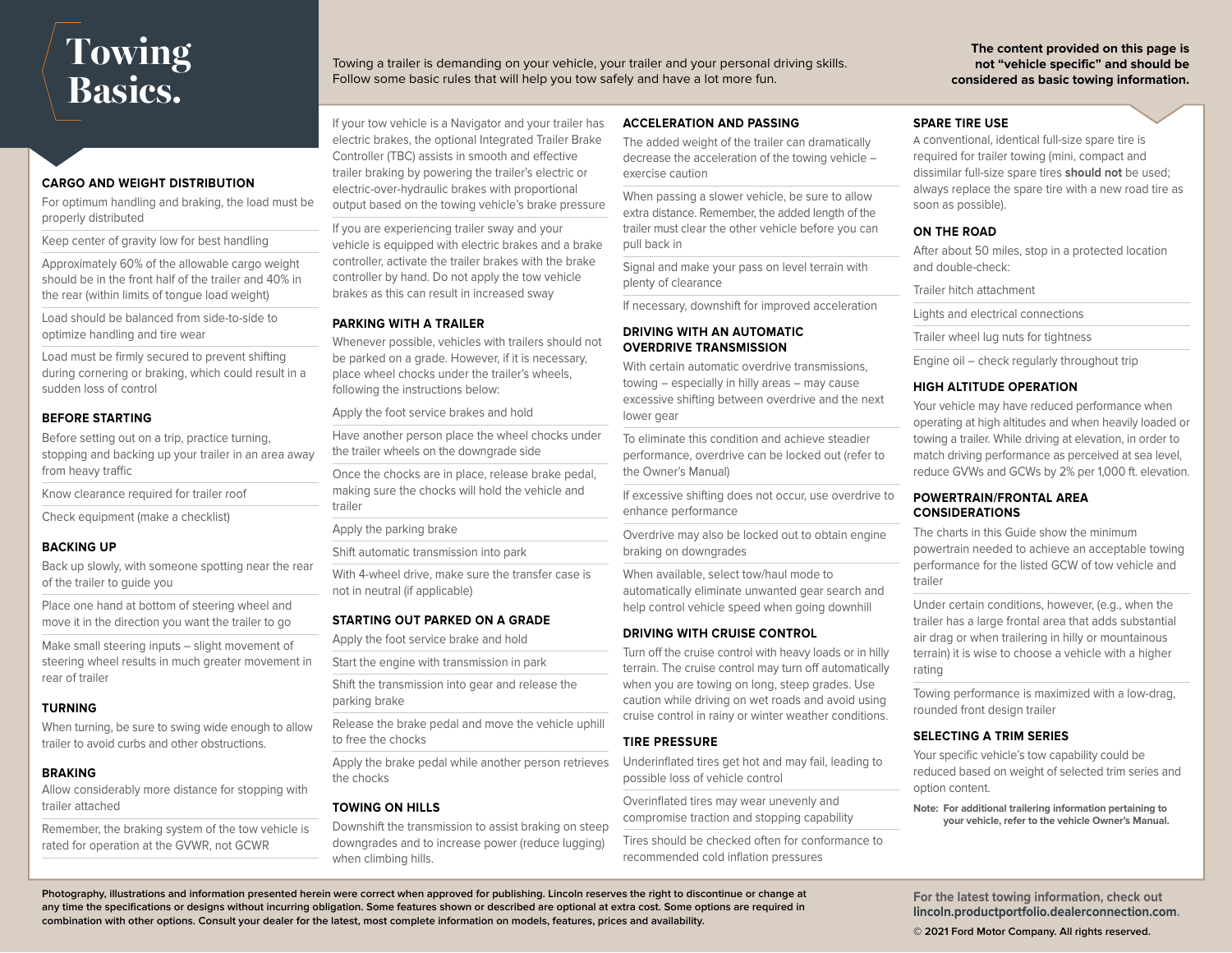# Towing Basics.

Towing a trailer is demanding on your vehicle, your trailer and your personal driving skills. Follow some basic rules that will help you tow safely and have a lot more fun.

**The content provided on this page is not "vehicle specific" and should be considered as basic towing information.**

## CARGO AND WEIGHT DISTRIBUTION

For optimum handling and braking, the load must be properly distributed

Keep center of gravity low for best handling

Approximately 60% of the allowable cargo weight should be in the front half of the trailer and 40% in the rear (within limits of tongue load weight)

Load should be balanced from side-to-side to optimize handling and tire wear

Load must be firmly secured to prevent shifting during cornering or braking, which could result in a sudden loss of control

## BEFORE STARTING

Before setting out on a trip, practice turning, stopping and backing up your trailer in an area away from heavy traffic

Know clearance required for trailer roof

Check equipment (make a checklist)

## BACKING UP

Back up slowly, with someone spotting near the rear of the trailer to guide you

Place one hand at bottom of steering wheel and move it in the direction you want the trailer to go

Make small steering inputs – slight movement of steering wheel results in much greater movement in rear of trailer

## TURNING

When turning, be sure to swing wide enough to allow trailer to avoid curbs and other obstructions.

## BRAKING

Allow considerably more distance for stopping with trailer attached

Remember, the braking system of the tow vehicle is rated for operation at the GVWR, not GCWR

If your tow vehicle is a Navigator and your trailer has electric brakes, the optional Integrated Trailer Brake Controller (TBC) assists in smooth and effective trailer braking by powering the trailer's electric or electric-over-hydraulic brakes with proportional output based on the towing vehicle's brake pressure

If you are experiencing trailer sway and your vehicle is equipped with electric brakes and a brake controller, activate the trailer brakes with the brake controller by hand. Do not apply the tow vehicle brakes as this can result in increased sway

## PARKING WITH A TRAILER

Whenever possible, vehicles with trailers should not be parked on a grade. However, if it is necessary, place wheel chocks under the trailer's wheels, following the instructions below:

Apply the foot service brakes and hold

Have another person place the wheel chocks under the trailer wheels on the downgrade side

Once the chocks are in place, release brake pedal, making sure the chocks will hold the vehicle and trailer

Apply the parking brake

Shift automatic transmission into park

With 4-wheel drive, make sure the transfer case is not in neutral (if applicable)

## STARTING OUT PARKED ON A GRADE

Apply the foot service brake and hold

Start the engine with transmission in park

Shift the transmission into gear and release the parking brake

Release the brake pedal and move the vehicle uphill to free the chocks

Apply the brake pedal while another person retrieves the chocks

## TOWING ON HILLS

Downshift the transmission to assist braking on steep downgrades and to increase power (reduce lugging) when climbing hills.

## ACCELERATION AND PASSING

The added weight of the trailer can dramatically decrease the acceleration of the towing vehicle – exercise caution

When passing a slower vehicle, be sure to allow extra distance. Remember, the added length of the trailer must clear the other vehicle before you can pull back in

Signal and make your pass on level terrain with plenty of clearance

If necessary, downshift for improved acceleration

## DRIVING WITH AN AUTOMATIC OVERDRIVE TRANSMISSION

With certain automatic overdrive transmissions, towing – especially in hilly areas – may cause excessive shifting between overdrive and the next lower gear

To eliminate this condition and achieve steadier performance, overdrive can be locked out (refer to the Owner's Manual)

If excessive shifting does not occur, use overdrive to enhance performance

Overdrive may also be locked out to obtain engine braking on downgrades

When available, select tow/haul mode to automatically eliminate unwanted gear search and help control vehicle speed when going downhill

## DRIVING WITH CRUISE CONTROL

Turn off the cruise control with heavy loads or in hilly terrain. The cruise control may turn off automatically when you are towing on long, steep grades. Use caution while driving on wet roads and avoid using cruise control in rainy or winter weather conditions.

## TIRE PRESSURE

Underinflated tires get hot and may fail, leading to possible loss of vehicle control

Overinflated tires may wear unevenly and compromise traction and stopping capability

Tires should be checked often for conformance to recommended cold inflation pressures

## SPARE TIRE USE

A conventional, identical full-size spare tire is required for trailer towing (mini, compact and dissimilar full-size spare tires **should not** be used; always replace the spare tire with a new road tire as soon as possible).

## ON THE ROAD

After about 50 miles, stop in a protected location and double-check:

Trailer hitch attachment

Lights and electrical connections

Trailer wheel lug nuts for tightness

Engine oil – check regularly throughout trip

## HIGH ALTITUDE OPERATION

Your vehicle may have reduced performance when operating at high altitudes and when heavily loaded or towing a trailer. While driving at elevation, in order to match driving performance as perceived at sea level, reduce GVWs and GCWs by 2% per 1,000 ft. elevation.

## POWERTRAIN/FRONTAL AREA CONSIDERATIONS

The charts in this Guide show the minimum powertrain needed to achieve an acceptable towing performance for the listed GCW of tow vehicle and trailer

Under certain conditions, however, (e.g., when the trailer has a large frontal area that adds substantial air drag or when trailering in hilly or mountainous terrain) it is wise to choose a vehicle with a higher rating

Towing performance is maximized with a low-drag, rounded front design trailer

## SELECTING A TRIM SERIES

Your specific vehicle's tow capability could be reduced based on weight of selected trim series and option content.

**Note: For additional trailering information pertaining to your vehicle, refer to the vehicle Owner's Manual.**

**Photography, illustrations and information presented herein were correct when approved for publishing. Lincoln reserves the right to discontinue or change at any time the specifications or designs without incurring obligation. Some features shown or described are optional at extra cost. Some options are required in combination with other options. Consult your dealer for the latest, most complete information on models, features, prices and availability.**

**For the latest towing information, check out lincoln.productportfolio.dealerconnection.com.**

**© 2021 Ford Motor Company. All rights reserved.**